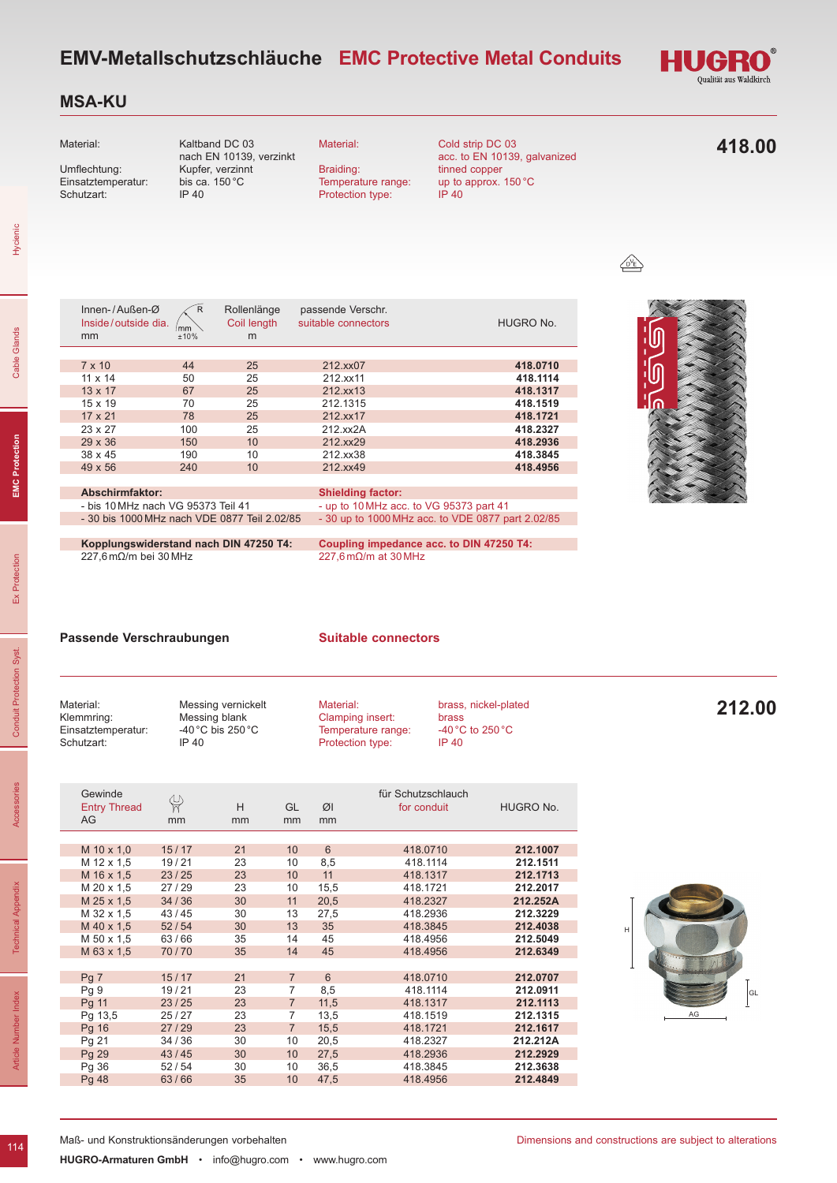# EMV-Metallschutzschläuche EMC Protective Metal Conduits

## MSA-KU

**418.00**

| | | | |
|---|---|---|---|
| Material: | Kaltband DC 03 nach EN 10139, verzinkt | Material: | Cold strip DC 03 acc. to EN 10139, galvanized |
| Umflechtung: | Kupfer, verzinnt | Braiding: | tinned copper |
| Einsatztemperatur: | bis ca. 150 °C | Temperature range: | up to approx. 150 °C |
| Schutzart: | IP 40 | Protection type: | IP 40 |

| Innen-/Außen-Ø Inside/outside dia. mm | R mm ±10% | Rollenlänge Coil length m | passende Verschr. suitable connectors | HUGRO No. |
|---|---|---|---|---|
| 7 x 10 | 44 | 25 | 212.xx07 | **418.0710** |
| 11 x 14 | 50 | 25 | 212.xx11 | **418.1114** |
| 13 x 17 | 67 | 25 | 212.xx13 | **418.1317** |
| 15 x 19 | 70 | 25 | 212.1315 | **418.1519** |
| 17 x 21 | 78 | 25 | 212.xx17 | **418.1721** |
| 23 x 27 | 100 | 25 | 212.xx2A | **418.2327** |
| 29 x 36 | 150 | 10 | 212.xx29 | **418.2936** |
| 38 x 45 | 190 | 10 | 212.xx38 | **418.3845** |
| 49 x 56 | 240 | 10 | 212.xx49 | **418.4956** |

**Abschirmfaktor:**
- bis 10 MHz nach VG 95373 Teil 41
- 30 bis 1000 MHz nach VDE 0877 Teil 2.02/85

**Shielding factor:**
- up to 10 MHz acc. to VG 95373 part 41
- 30 up to 1000 MHz acc. to VDE 0877 part 2.02/85

**Kopplungswiderstand nach DIN 47250 T4:**
227,6 mΩ/m bei 30 MHz

**Coupling impedance acc. to DIN 47250 T4:**
227,6 mΩ/m at 30 MHz

## Passende Verschraubungen — Suitable connectors

**212.00**

| | | | |
|---|---|---|---|
| Material: | Messing vernickelt | Material: | brass, nickel-plated |
| Klemmring: | Messing blank | Clamping insert: | brass |
| Einsatztemperatur: | -40 °C bis 250 °C | Temperature range: | -40 °C to 250 °C |
| Schutzart: | IP 40 | Protection type: | IP 40 |

| Gewinde Entry Thread AG | mm | H mm | GL mm | ØI mm | für Schutzschlauch for conduit | HUGRO No. |
|---|---|---|---|---|---|---|
| M 10 x 1,0 | 15 / 17 | 21 | 10 | 6 | 418.0710 | **212.1007** |
| M 12 x 1,5 | 19 / 21 | 23 | 10 | 8,5 | 418.1114 | **212.1511** |
| M 16 x 1,5 | 23 / 25 | 23 | 10 | 11 | 418.1317 | **212.1713** |
| M 20 x 1,5 | 27 / 29 | 23 | 10 | 15,5 | 418.1721 | **212.2017** |
| M 25 x 1,5 | 34 / 36 | 30 | 11 | 20,5 | 418.2327 | **212.252A** |
| M 32 x 1,5 | 43 / 45 | 30 | 13 | 27,5 | 418.2936 | **212.3229** |
| M 40 x 1,5 | 52 / 54 | 30 | 13 | 35 | 418.3845 | **212.4038** |
| M 50 x 1,5 | 63 / 66 | 35 | 14 | 45 | 418.4956 | **212.5049** |
| M 63 x 1,5 | 70 / 70 | 35 | 14 | 45 | 418.4956 | **212.6349** |
| Pg 7 | 15 / 17 | 21 | 7 | 6 | 418.0710 | **212.0707** |
| Pg 9 | 19 / 21 | 23 | 7 | 8,5 | 418.1114 | **212.0911** |
| Pg 11 | 23 / 25 | 23 | 7 | 11,5 | 418.1317 | **212.1113** |
| Pg 13,5 | 25 / 27 | 23 | 7 | 13,5 | 418.1519 | **212.1315** |
| Pg 16 | 27 / 29 | 23 | 7 | 15,5 | 418.1721 | **212.1617** |
| Pg 21 | 34 / 36 | 30 | 10 | 20,5 | 418.2327 | **212.212A** |
| Pg 29 | 43 / 45 | 30 | 10 | 27,5 | 418.2936 | **212.2929** |
| Pg 36 | 52 / 54 | 30 | 10 | 36,5 | 418.3845 | **212.3638** |
| Pg 48 | 63 / 66 | 35 | 10 | 47,5 | 418.4956 | **212.4849** |

H
GL
AG

Maß- und Konstruktionsänderungen vorbehalten — Dimensions and constructions are subject to alterations

**HUGRO-Armaturen GmbH** • info@hugro.com • www.hugro.com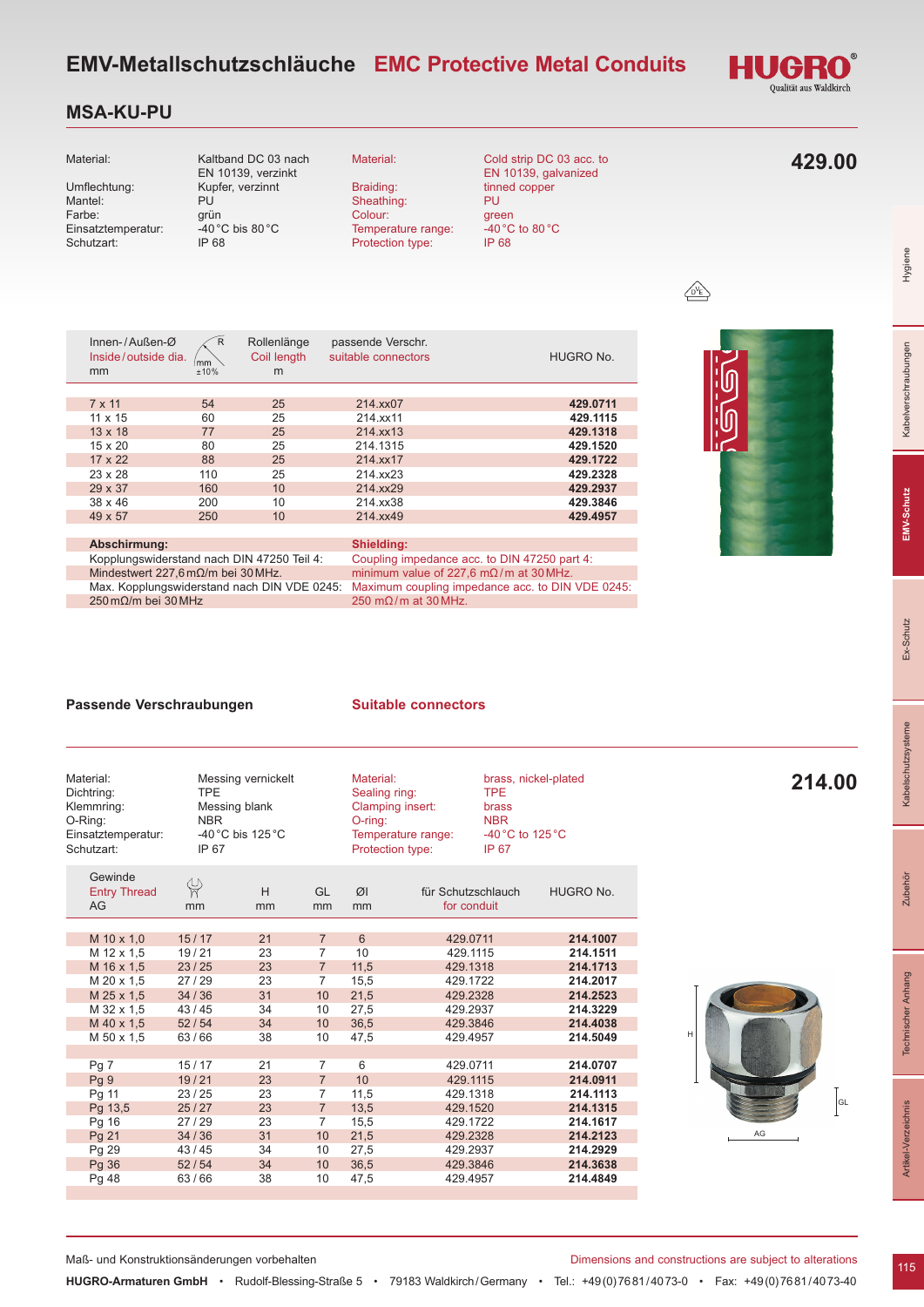# EMV-Metallschutzschläuche EMC Protective Metal Conduits

## MSA-KU-PU

**429.00**

| | | | |
|---|---|---|---|
| Material: | Kaltband DC 03 nach EN 10139, verzinkt | Material: | Cold strip DC 03 acc. to EN 10139, galvanized |
| Umflechtung: | Kupfer, verzinnt | Braiding: | tinned copper |
| Mantel: | PU | Sheathing: | PU |
| Farbe: | grün | Colour: | green |
| Einsatztemperatur: | -40 °C bis 80 °C | Temperature range: | -40 °C to 80 °C |
| Schutzart: | IP 68 | Protection type: | IP 68 |

| Innen-/Außen-Ø Inside/outside dia. mm | R mm ±10% | Rollenlänge Coil length m | passende Verschr. suitable connectors | HUGRO No. |
|---|---|---|---|---|
| 7 x 11 | 54 | 25 | 214.xx07 | **429.0711** |
| 11 x 15 | 60 | 25 | 214.xx11 | **429.1115** |
| 13 x 18 | 77 | 25 | 214.xx13 | **429.1318** |
| 15 x 20 | 80 | 25 | 214.1315 | **429.1520** |
| 17 x 22 | 88 | 25 | 214.xx17 | **429.1722** |
| 23 x 28 | 110 | 25 | 214.xx23 | **429.2328** |
| 29 x 37 | 160 | 10 | 214.xx29 | **429.2937** |
| 38 x 46 | 200 | 10 | 214.xx38 | **429.3846** |
| 49 x 57 | 250 | 10 | 214.xx49 | **429.4957** |

| | |
|---|---|
| **Abschirmung:** | **Shielding:** |
| Kopplungswiderstand nach DIN 47250 Teil 4: | Coupling impedance acc. to DIN 47250 part 4: |
| Mindestwert 227,6 mΩ/m bei 30 MHz. | minimum value of 227,6 mΩ/m at 30 MHz. |
| Max. Kopplungswiderstand nach DIN VDE 0245: | Maximum coupling impedance acc. to DIN VDE 0245: |
| 250 mΩ/m bei 30 MHz | 250 mΩ/m at 30 MHz. |

## Passende Verschraubungen — Suitable connectors

**214.00**

| | | | |
|---|---|---|---|
| Material: | Messing vernickelt | Material: | brass, nickel-plated |
| Dichtring: | TPE | Sealing ring: | TPE |
| Klemmring: | Messing blank | Clamping insert: | brass |
| O-Ring: | NBR | O-ring: | NBR |
| Einsatztemperatur: | -40 °C bis 125 °C | Temperature range: | -40 °C to 125 °C |
| Schutzart: | IP 67 | Protection type: | IP 67 |

| Gewinde Entry Thread AG | SW mm | H mm | GL mm | ØI mm | für Schutzschlauch for conduit | HUGRO No. |
|---|---|---|---|---|---|---|
| M 10 x 1,0 | 15 / 17 | 21 | 7 | 6 | 429.0711 | **214.1007** |
| M 12 x 1,5 | 19 / 21 | 23 | 7 | 10 | 429.1115 | **214.1511** |
| M 16 x 1,5 | 23 / 25 | 23 | 7 | 11,5 | 429.1318 | **214.1713** |
| M 20 x 1,5 | 27 / 29 | 23 | 7 | 15,5 | 429.1722 | **214.2017** |
| M 25 x 1,5 | 34 / 36 | 31 | 10 | 21,5 | 429.2328 | **214.2523** |
| M 32 x 1,5 | 43 / 45 | 34 | 10 | 27,5 | 429.2937 | **214.3229** |
| M 40 x 1,5 | 52 / 54 | 34 | 10 | 36,5 | 429.3846 | **214.4038** |
| M 50 x 1,5 | 63 / 66 | 38 | 10 | 47,5 | 429.4957 | **214.5049** |
| Pg 7 | 15 / 17 | 21 | 7 | 6 | 429.0711 | **214.0707** |
| Pg 9 | 19 / 21 | 23 | 7 | 10 | 429.1115 | **214.0911** |
| Pg 11 | 23 / 25 | 23 | 7 | 11,5 | 429.1318 | **214.1113** |
| Pg 13,5 | 25 / 27 | 23 | 7 | 13,5 | 429.1520 | **214.1315** |
| Pg 16 | 27 / 29 | 23 | 7 | 15,5 | 429.1722 | **214.1617** |
| Pg 21 | 34 / 36 | 31 | 10 | 21,5 | 429.2328 | **214.2123** |
| Pg 29 | 43 / 45 | 34 | 10 | 27,5 | 429.2937 | **214.2929** |
| Pg 36 | 52 / 54 | 34 | 10 | 36,5 | 429.3846 | **214.3638** |
| Pg 48 | 63 / 66 | 38 | 10 | 47,5 | 429.4957 | **214.4849** |

H

GL

AG

Maß- und Konstruktionsänderungen vorbehalten — Dimensions and constructions are subject to alterations

**HUGRO-Armaturen GmbH** • Rudolf-Blessing-Straße 5 • 79183 Waldkirch/Germany • Tel.: +49(0)7681/4073-0 • Fax: +49(0)7681/4073-40